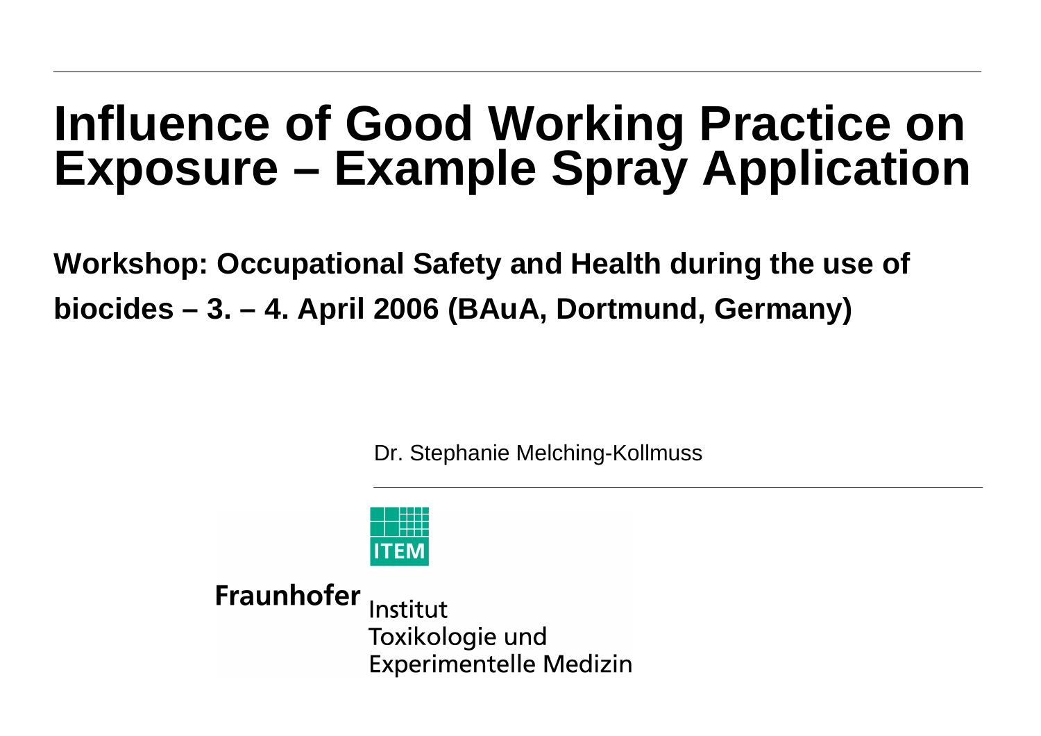# Influence of Good Working Practice on Exposure – Example Spray Application

**Workshop: Occupational Safety and Health during the use of biocides – 3. – 4. April 2006 (BAuA, Dortmund, Germany)**

Dr. Stephanie Melching-Kollmuss

ITEM

Fraunhofer Institut Toxikologie und Experimentelle Medizin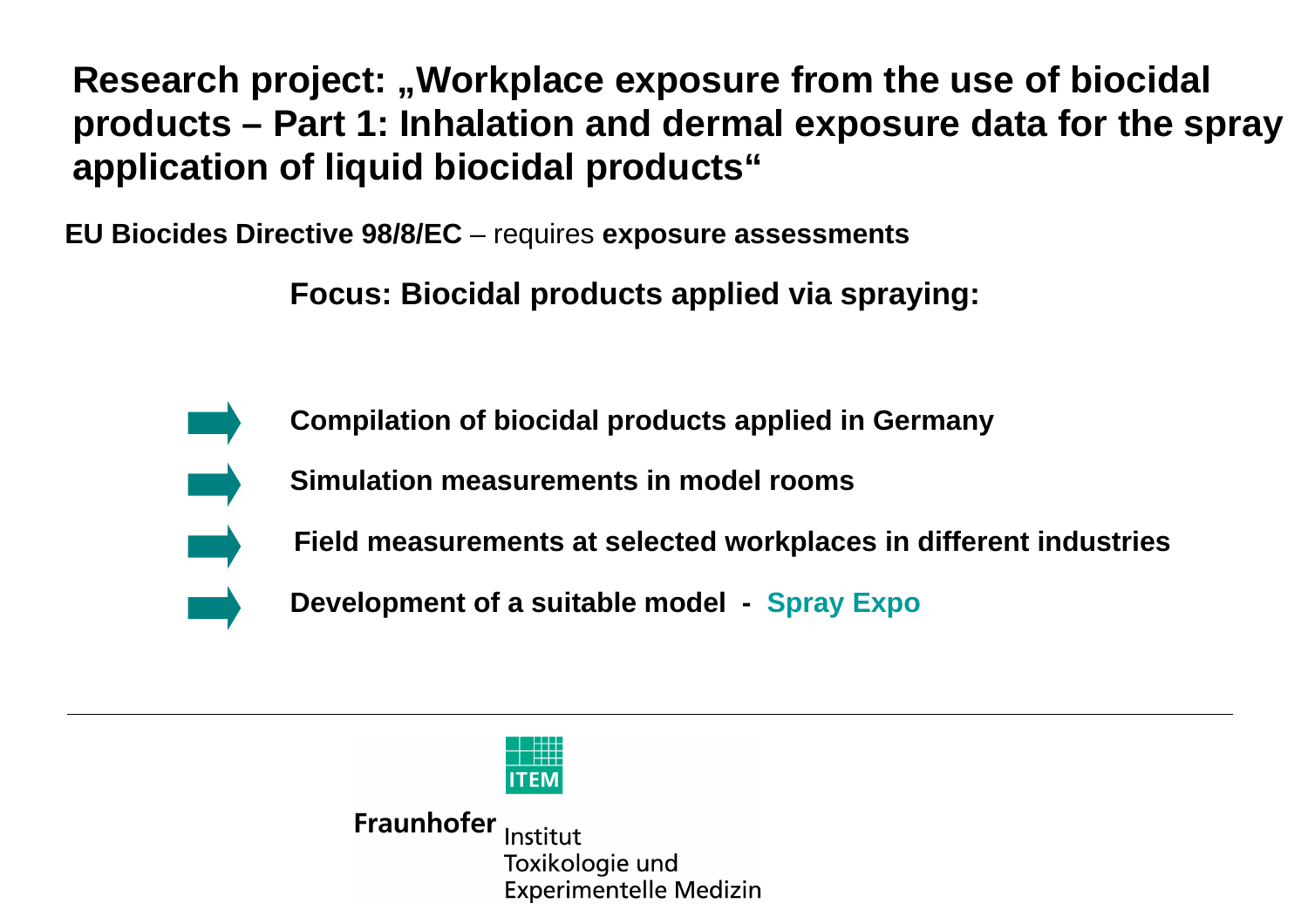# Research project: „Workplace exposure from the use of biocidal products – Part 1: Inhalation and dermal exposure data for the spray application of liquid biocidal products"

**EU Biocides Directive 98/8/EC** – requires **exposure assessments**

**Focus: Biocidal products applied via spraying:**

- **Compilation of biocidal products applied in Germany**
- **Simulation measurements in model rooms**
- **Field measurements at selected workplaces in different industries**
- **Development of a suitable model - Spray Expo**

ITEM

Fraunhofer Institut Toxikologie und Experimentelle Medizin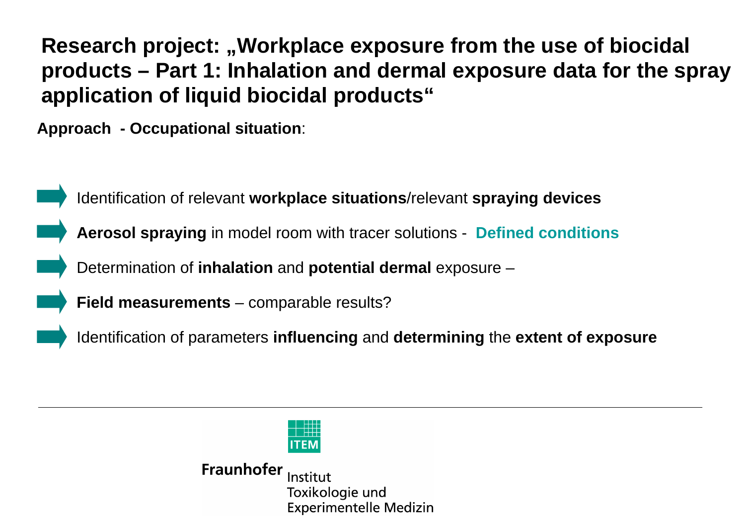# Research project: „Workplace exposure from the use of biocidal products – Part 1: Inhalation and dermal exposure data for the spray application of liquid biocidal products“

**Approach - Occupational situation**:

- Identification of relevant **workplace situations**/relevant **spraying devices**
- **Aerosol spraying** in model room with tracer solutions - **Defined conditions**
- Determination of **inhalation** and **potential dermal** exposure –
- **Field measurements** – comparable results?
- Identification of parameters **influencing** and **determining** the **extent of exposure**

Fraunhofer Institut Toxikologie und Experimentelle Medizin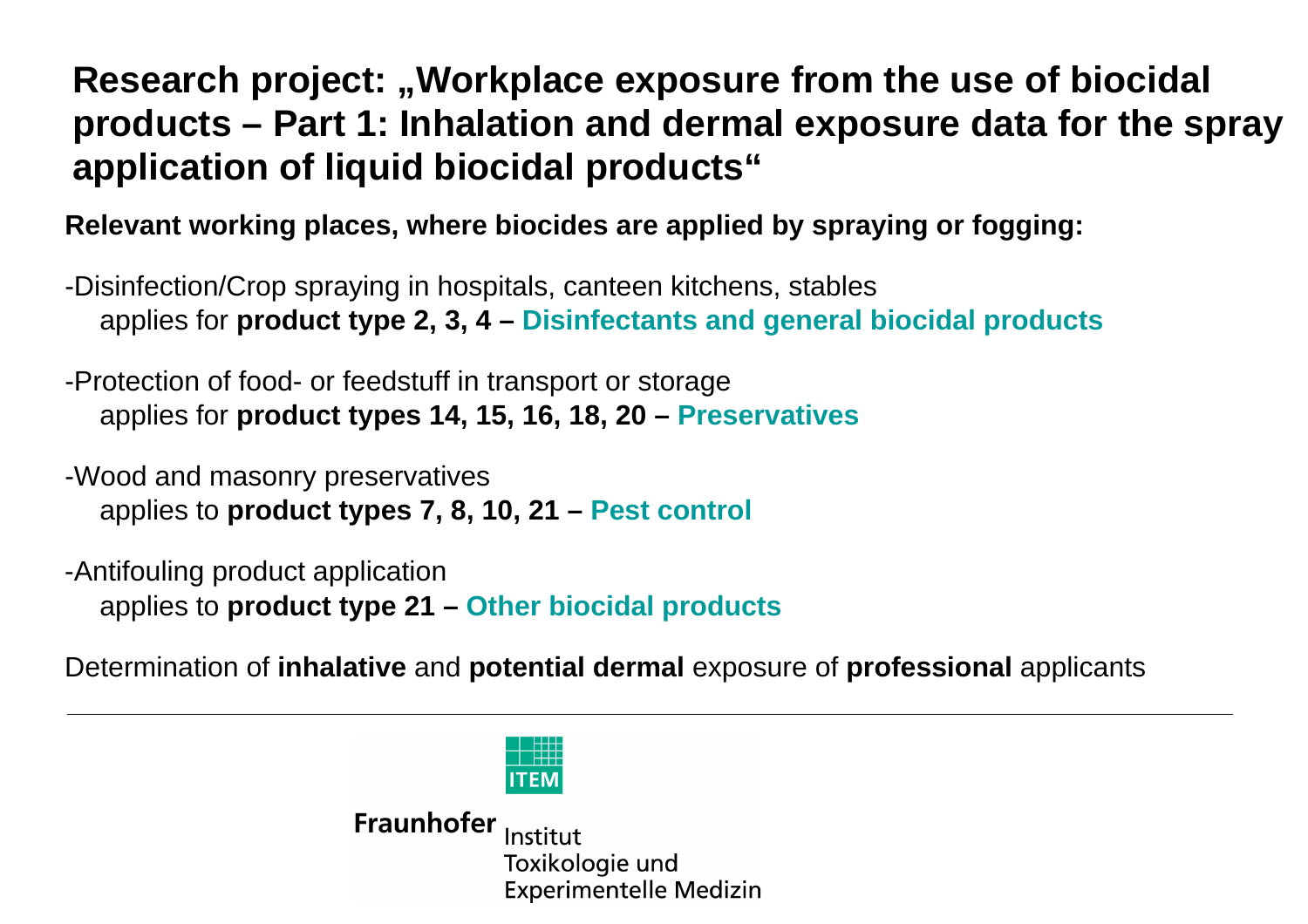# Research project: „Workplace exposure from the use of biocidal products – Part 1: Inhalation and dermal exposure data for the spray application of liquid biocidal products“

**Relevant working places, where biocides are applied by spraying or fogging:**

-Disinfection/Crop spraying in hospitals, canteen kitchens, stables
applies for **product type 2, 3, 4 – Disinfectants and general biocidal products**

-Protection of food- or feedstuff in transport or storage
applies for **product types 14, 15, 16, 18, 20 – Preservatives**

-Wood and masonry preservatives
applies to **product types 7, 8, 10, 21 – Pest control**

-Antifouling product application
applies to **product type 21 – Other biocidal products**

Determination of **inhalative** and **potential dermal** exposure of **professional** applicants

---

ITEM

Fraunhofer Institut Toxikologie und Experimentelle Medizin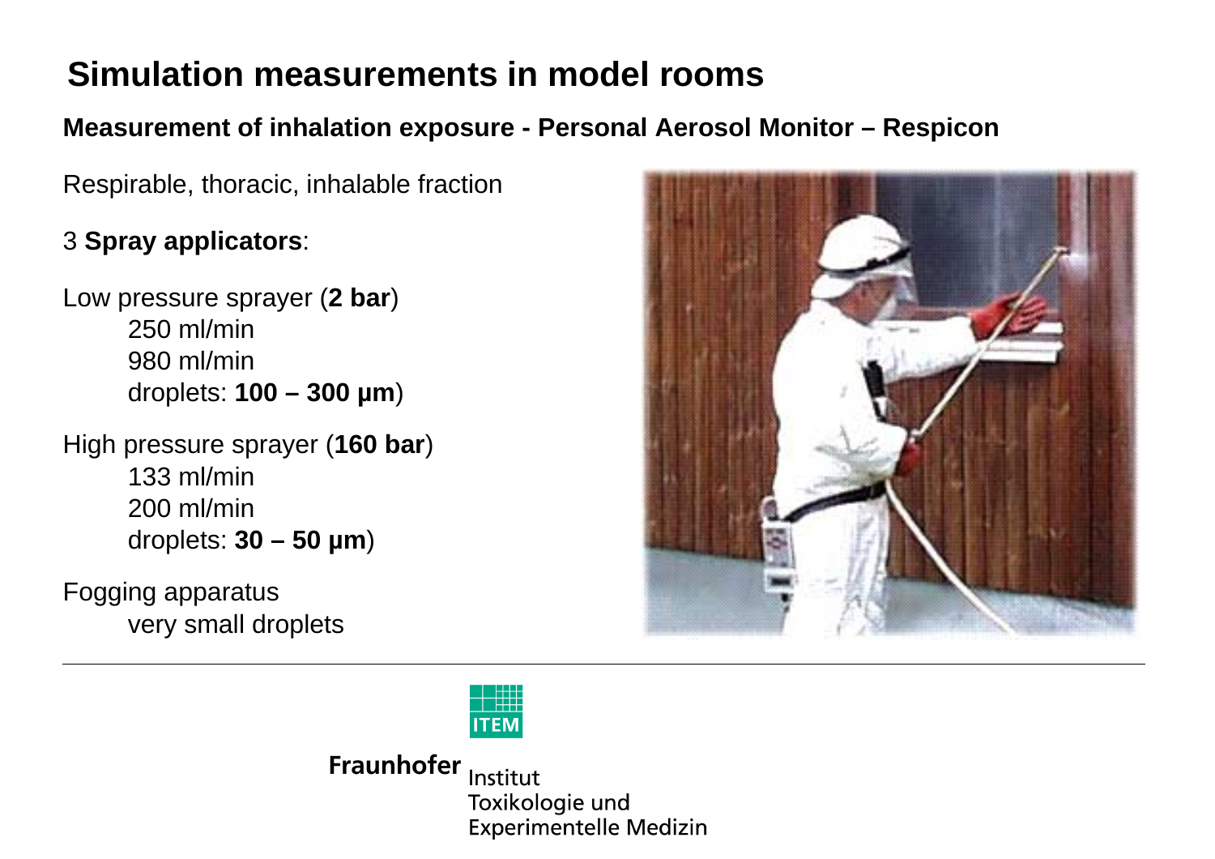# Simulation measurements in model rooms

**Measurement of inhalation exposure - Personal Aerosol Monitor – Respicon**

Respirable, thoracic, inhalable fraction

3 **Spray applicators**:

Low pressure sprayer (**2 bar**)
- 250 ml/min
- 980 ml/min
- droplets: **100 – 300 µm**)

High pressure sprayer (**160 bar**)
- 133 ml/min
- 200 ml/min
- droplets: **30 – 50 µm**)

Fogging apparatus
- very small droplets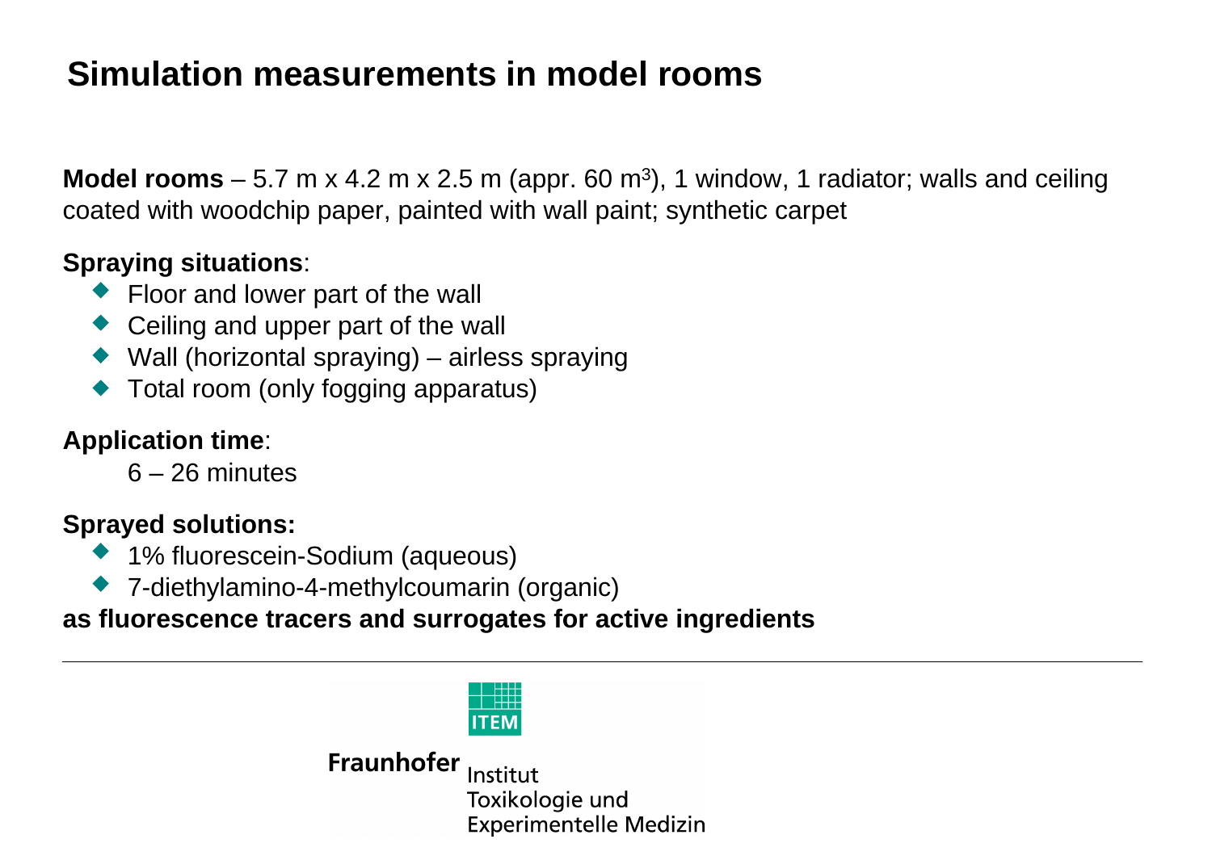# Simulation measurements in model rooms

**Model rooms** – 5.7 m x 4.2 m x 2.5 m (appr. 60 $m^3$), 1 window, 1 radiator; walls and ceiling coated with woodchip paper, painted with wall paint; synthetic carpet

**Spraying situations**:

- Floor and lower part of the wall
- Ceiling and upper part of the wall
- Wall (horizontal spraying) – airless spraying
- Total room (only fogging apparatus)

**Application time**:

6 – 26 minutes

**Sprayed solutions:**

- 1% fluorescein-Sodium (aqueous)
- 7-diethylamino-4-methylcoumarin (organic)

**as fluorescence tracers and surrogates for active ingredients**

Fraunhofer Institut Toxikologie und Experimentelle Medizin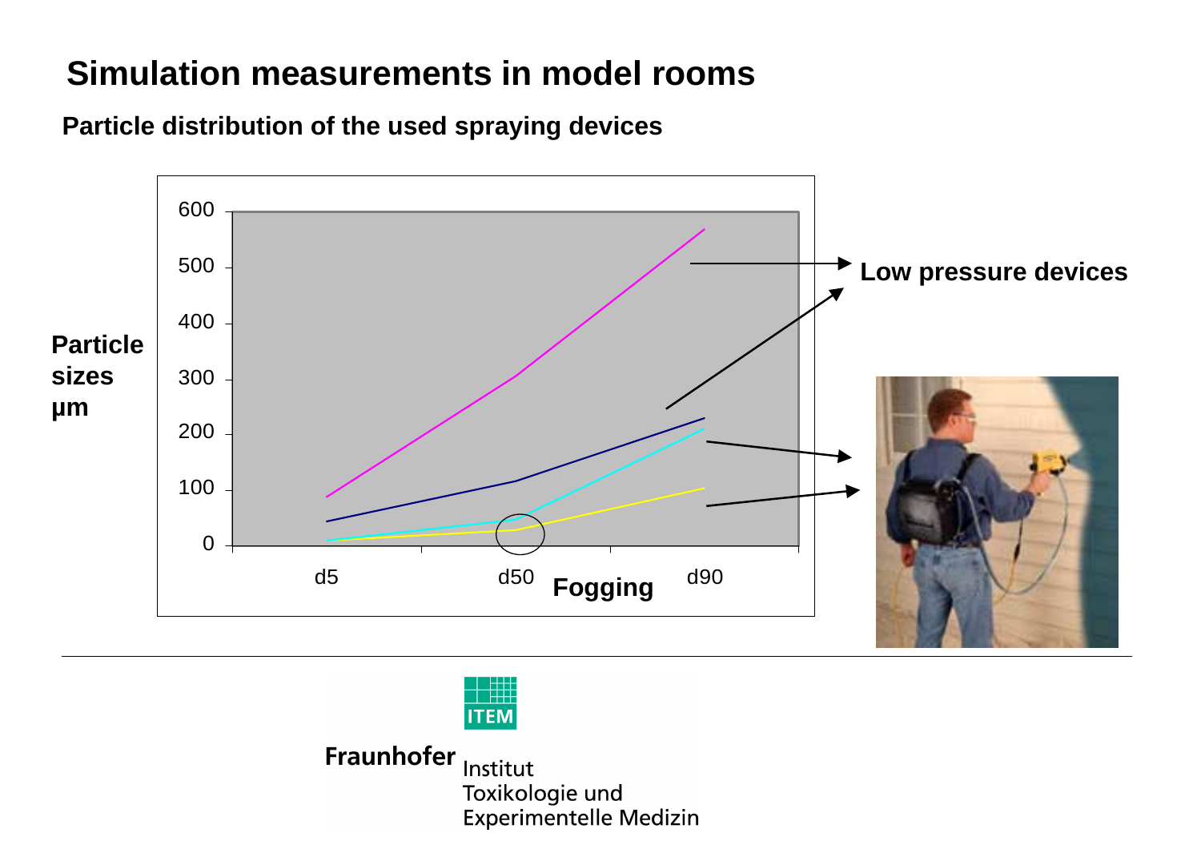# Simulation measurements in model rooms

## Particle distribution of the used spraying devices

Particle sizes µm

600
500
400
300
200
100
0

d5 d50 d90

Fogging

Low pressure devices

Fraunhofer Institut Toxikologie und Experimentelle Medizin

ITEM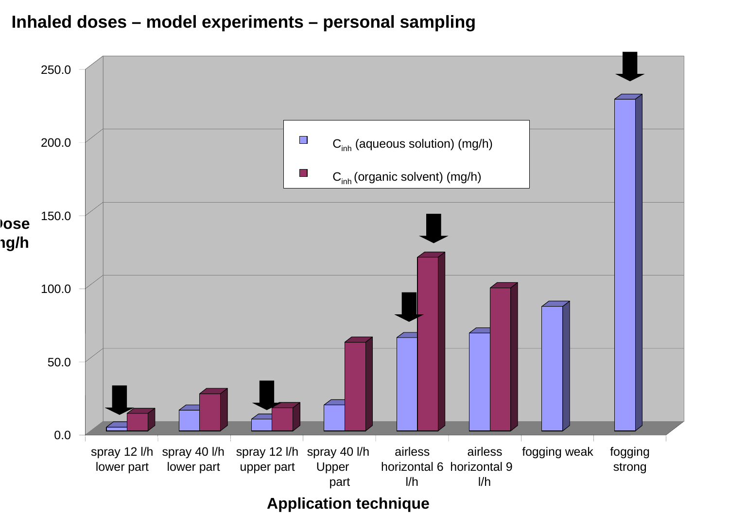# Inhaled doses – model experiments – personal sampling

Dose mg/h

| Application technique | $C_{inh}$ (aqueous solution) (mg/h) | $C_{inh}$ (organic solvent) (mg/h) |
|---|---|---|
| spray 12 l/h lower part | | |
| spray 40 l/h lower part | | |
| spray 12 l/h upper part | | |
| spray 40 l/h Upper part | | |
| airless horizontal 6 l/h | | |
| airless horizontal 9 l/h | | |
| fogging weak | | |
| fogging strong | | |

Application technique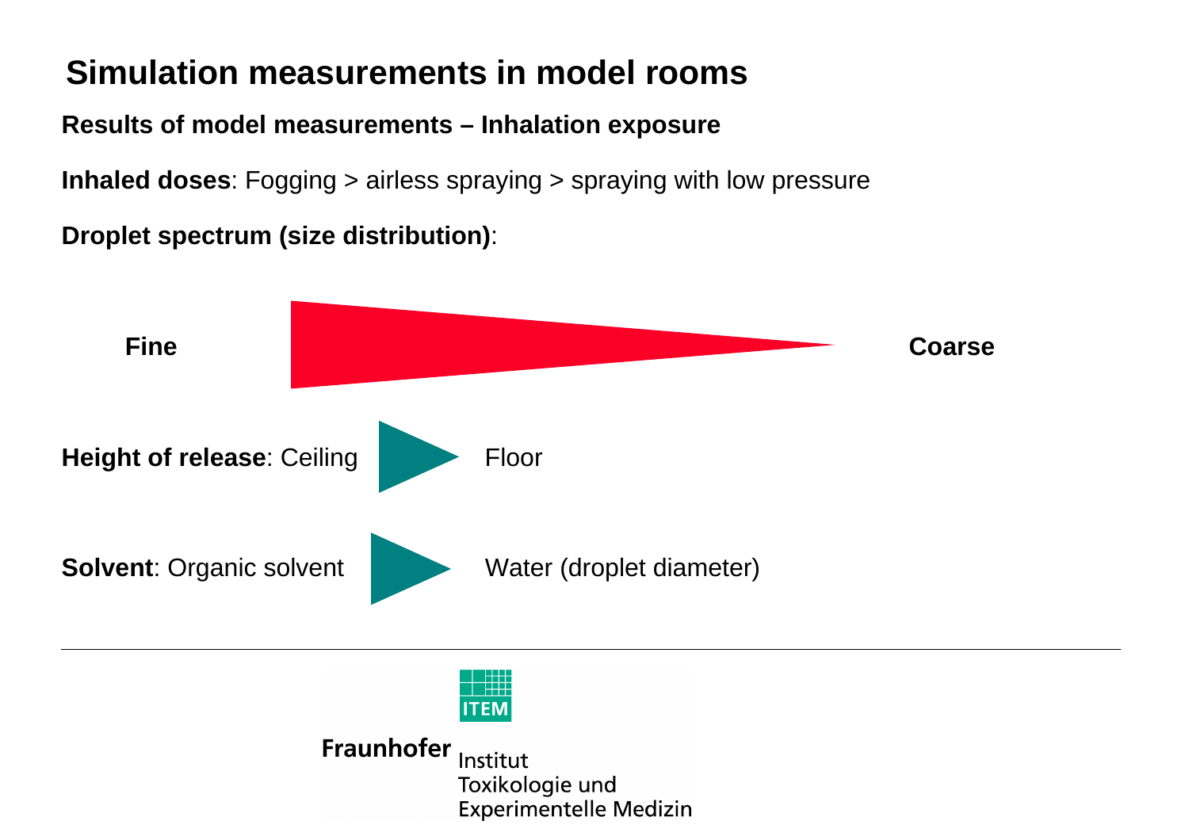# Simulation measurements in model rooms

**Results of model measurements – Inhalation exposure**

**Inhaled doses**: Fogging > airless spraying > spraying with low pressure

**Droplet spectrum (size distribution)**:

**Fine** → **Coarse**

**Height of release**: Ceiling → Floor

**Solvent**: Organic solvent → Water (droplet diameter)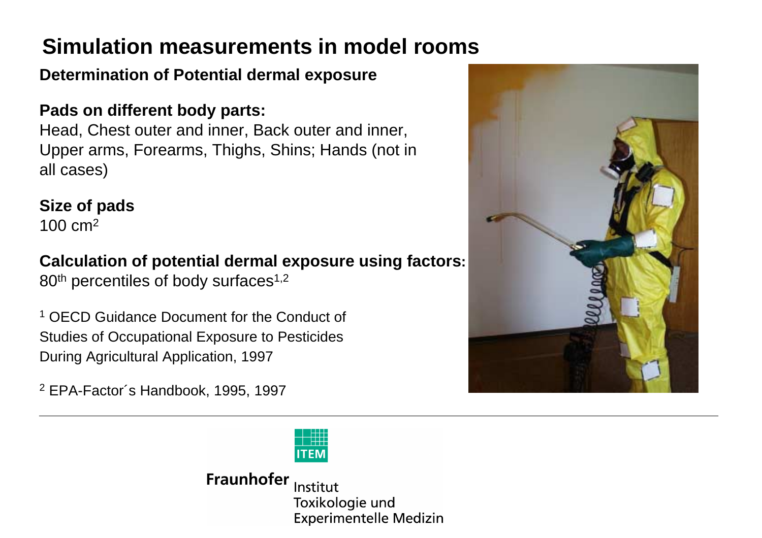# Simulation measurements in model rooms

**Determination of Potential dermal exposure**

**Pads on different body parts:**
Head, Chest outer and inner, Back outer and inner, Upper arms, Forearms, Thighs, Shins; Hands (not in all cases)

**Size of pads**
100 $cm^2$

**Calculation of potential dermal exposure using factors:**
$80^{th}$ percentiles of body surfaces[1,2]

[1] OECD Guidance Document for the Conduct of Studies of Occupational Exposure to Pesticides During Agricultural Application, 1997

[2] EPA-Factor´s Handbook, 1995, 1997

Fraunhofer Institut Toxikologie und Experimentelle Medizin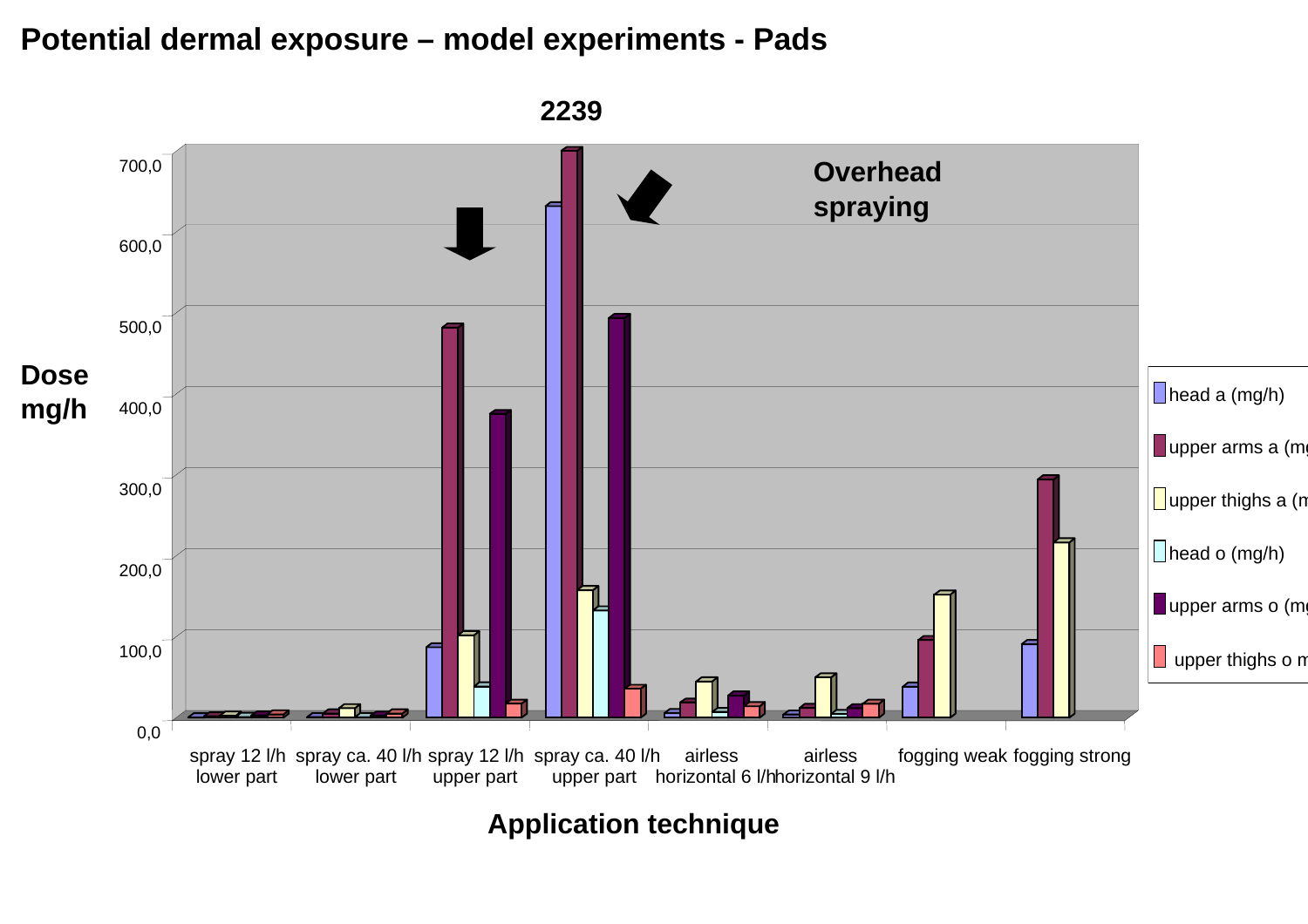# Potential dermal exposure – model experiments - Pads

2239

Overhead spraying

Dose mg/h

700,0
600,0
500,0
400,0
300,0
200,0
100,0
0,0

spray 12 l/h lower part | spray ca. 40 l/h lower part | spray 12 l/h upper part | spray ca. 40 l/h upper part | airless horizontal 6 l/h | airless horizontal 9 l/h | fogging weak | fogging strong

**Application technique**

- head a (mg/h)
- upper arms a (mg
- upper thighs a (m
- head o (mg/h)
- upper arms o (mg
- upper thighs o m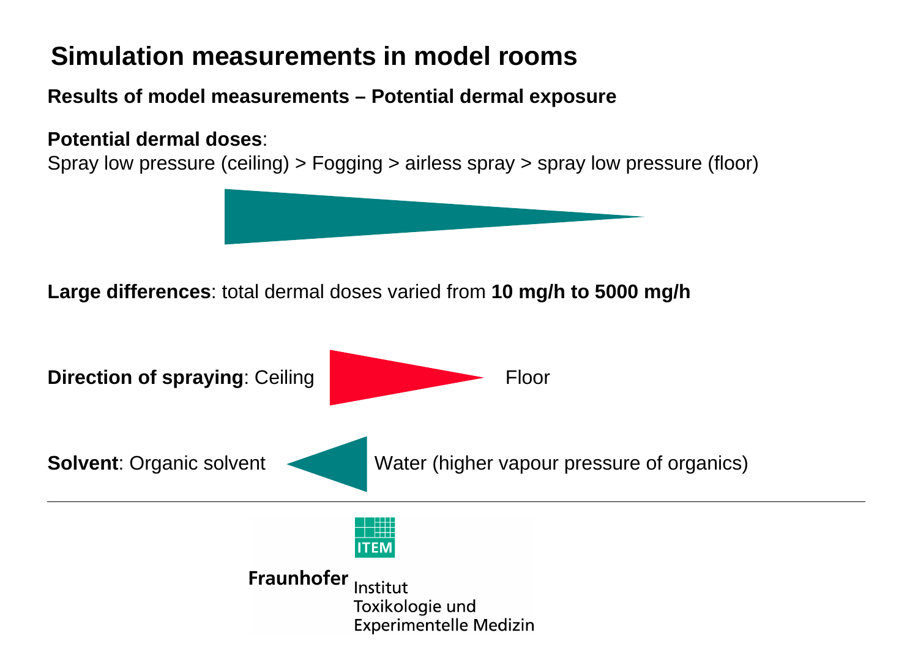# Simulation measurements in model rooms

**Results of model measurements – Potential dermal exposure**

**Potential dermal doses**:
Spray low pressure (ceiling) > Fogging > airless spray > spray low pressure (floor)

**Large differences**: total dermal doses varied from **10 mg/h to 5000 mg/h**

**Direction of spraying**: Ceiling → Floor

**Solvent**: Organic solvent ← Water (higher vapour pressure of organics)

Fraunhofer Institut Toxikologie und Experimentelle Medizin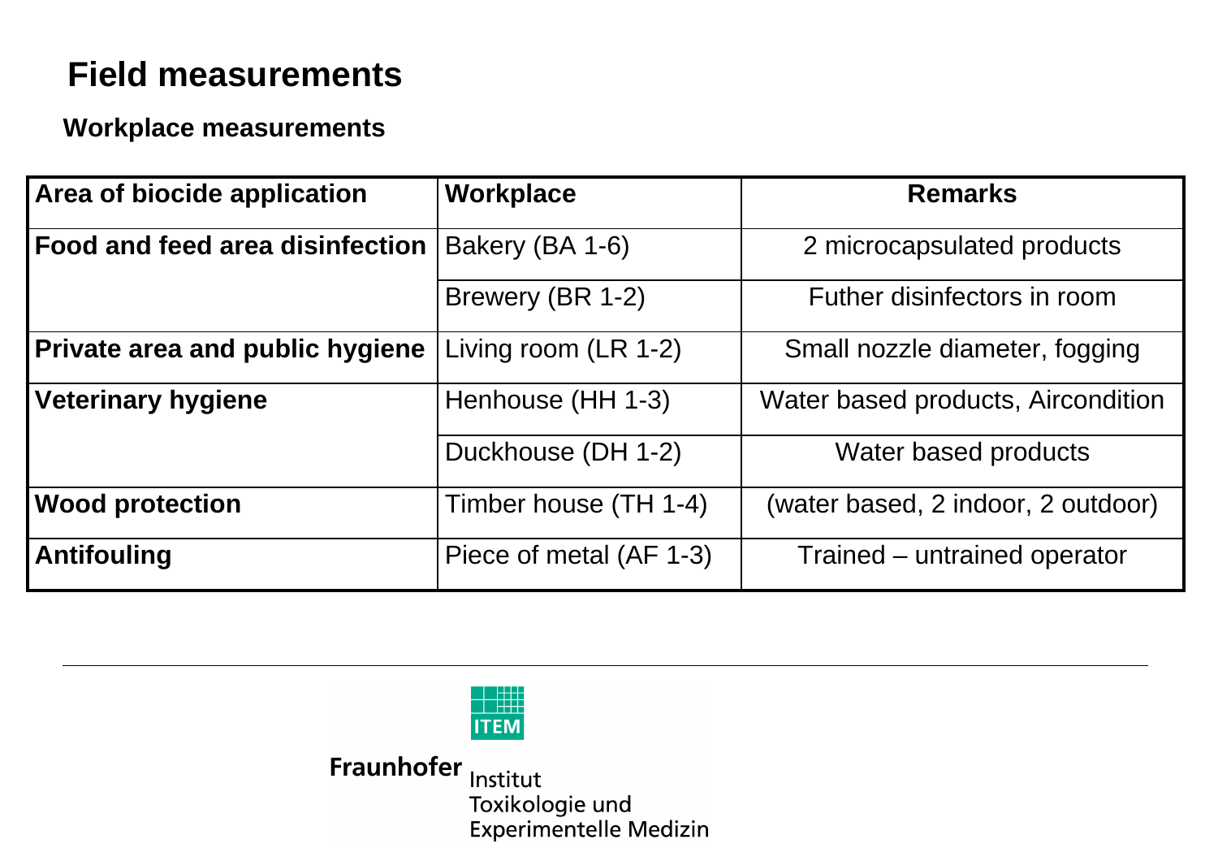# Field measurements

## Workplace measurements

| Area of biocide application | Workplace | Remarks |
|---|---|---|
| **Food and feed area disinfection** | Bakery (BA 1-6) | 2 microcapsulated products |
| | Brewery (BR 1-2) | Futher disinfectors in room |
| **Private area and public hygiene** | Living room (LR 1-2) | Small nozzle diameter, fogging |
| **Veterinary hygiene** | Henhouse (HH 1-3) | Water based products, Aircondition |
| | Duckhouse (DH 1-2) | Water based products |
| **Wood protection** | Timber house (TH 1-4) | (water based, 2 indoor, 2 outdoor) |
| **Antifouling** | Piece of metal (AF 1-3) | Trained – untrained operator |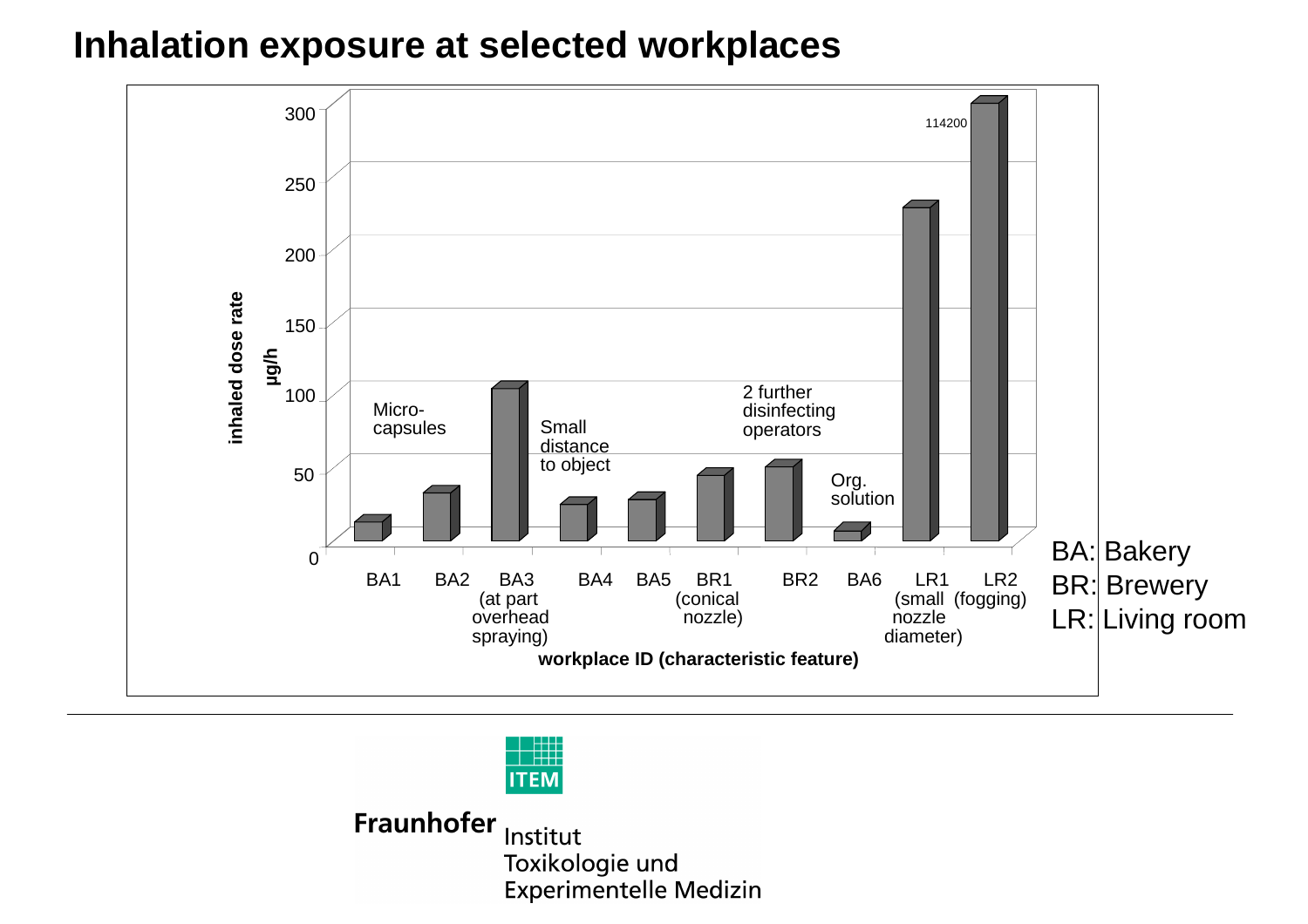# Inhalation exposure at selected workplaces

inhaled dose rate µg/h

300, 250, 200, 150, 100, 50, 0

114200

Micro-capsules

Small distance to object

2 further disinfecting operators

Org. solution

BA1 | BA2 | BA3 (at part overhead spraying) | BA4 | BA5 | BR1 (conical nozzle) | BR2 | BA6 | LR1 (small nozzle diameter) | LR2 (fogging)

workplace ID (characteristic feature)

BA: Bakery
BR: Brewery
LR: Living room

Fraunhofer ITEM Institut Toxikologie und Experimentelle Medizin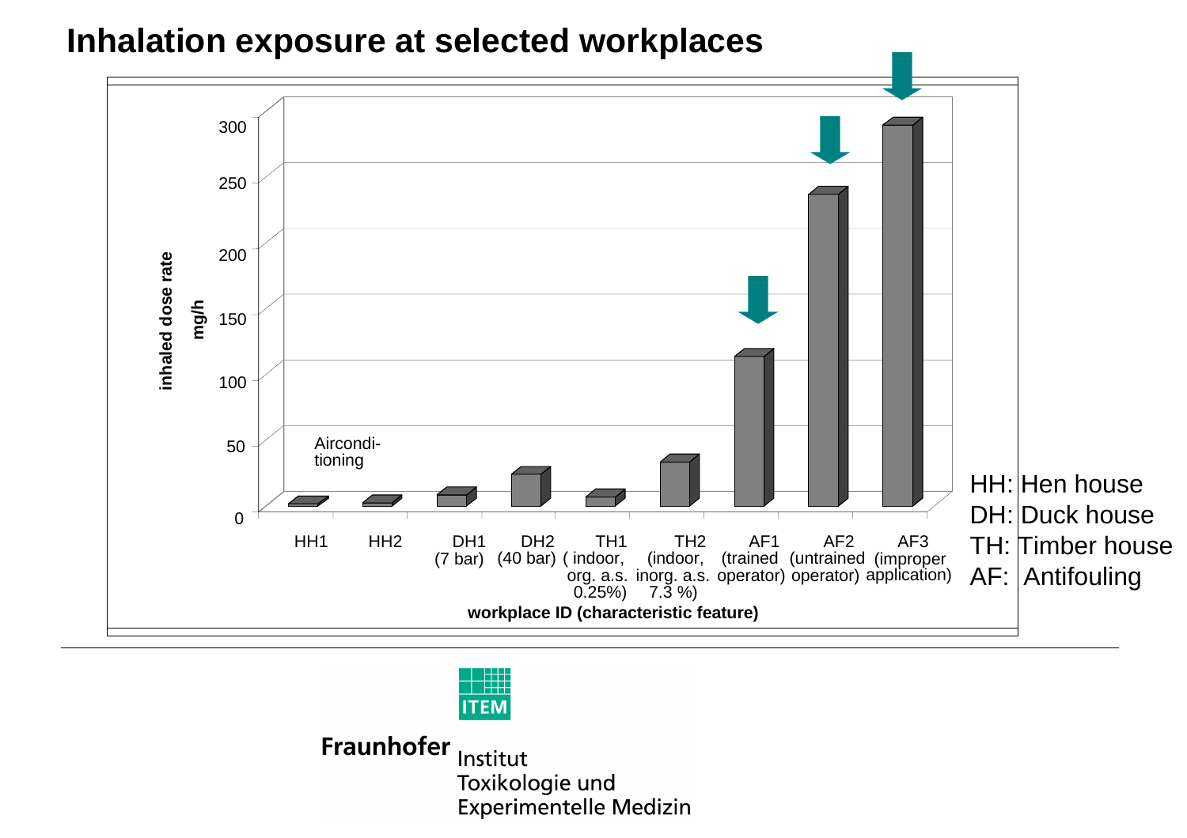# Inhalation exposure at selected workplaces

inhaled dose rate mg/h

300
250
200
150
100
50
0

Aircondi-tioning

HH1 | HH2 | DH1 (7 bar) | DH2 (40 bar) | TH1 ( indoor, org. a.s. 0.25%) | TH2 (indoor, inorg. a.s. 7.3 %) | AF1 (trained operator) | AF2 (untrained operator) | AF3 (improper application)

workplace ID (characteristic feature)

HH: Hen house
DH: Duck house
TH: Timber house
AF: Antifouling

Fraunhofer Institut Toxikologie und Experimentelle Medizin

ITEM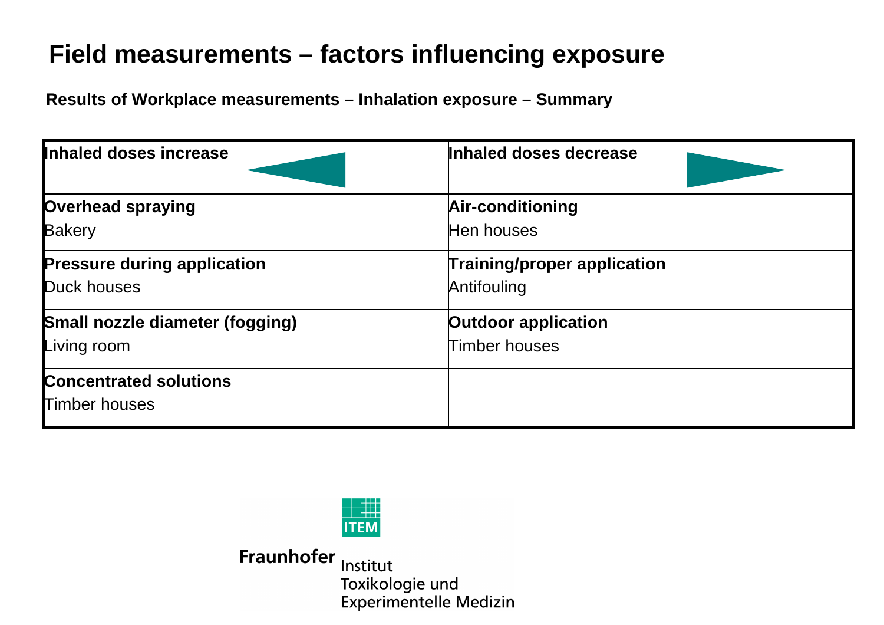# Field measurements – factors influencing exposure

**Results of Workplace measurements – Inhalation exposure – Summary**

| Inhaled doses increase | Inhaled doses decrease |
|---|---|
| **Overhead spraying**<br>Bakery | **Air-conditioning**<br>Hen houses |
| **Pressure during application**<br>Duck houses | **Training/proper application**<br>Antifouling |
| **Small nozzle diameter (fogging)**<br>Living room | **Outdoor application**<br>Timber houses |
| **Concentrated solutions**<br>Timber houses | |

Fraunhofer Institut Toxikologie und Experimentelle Medizin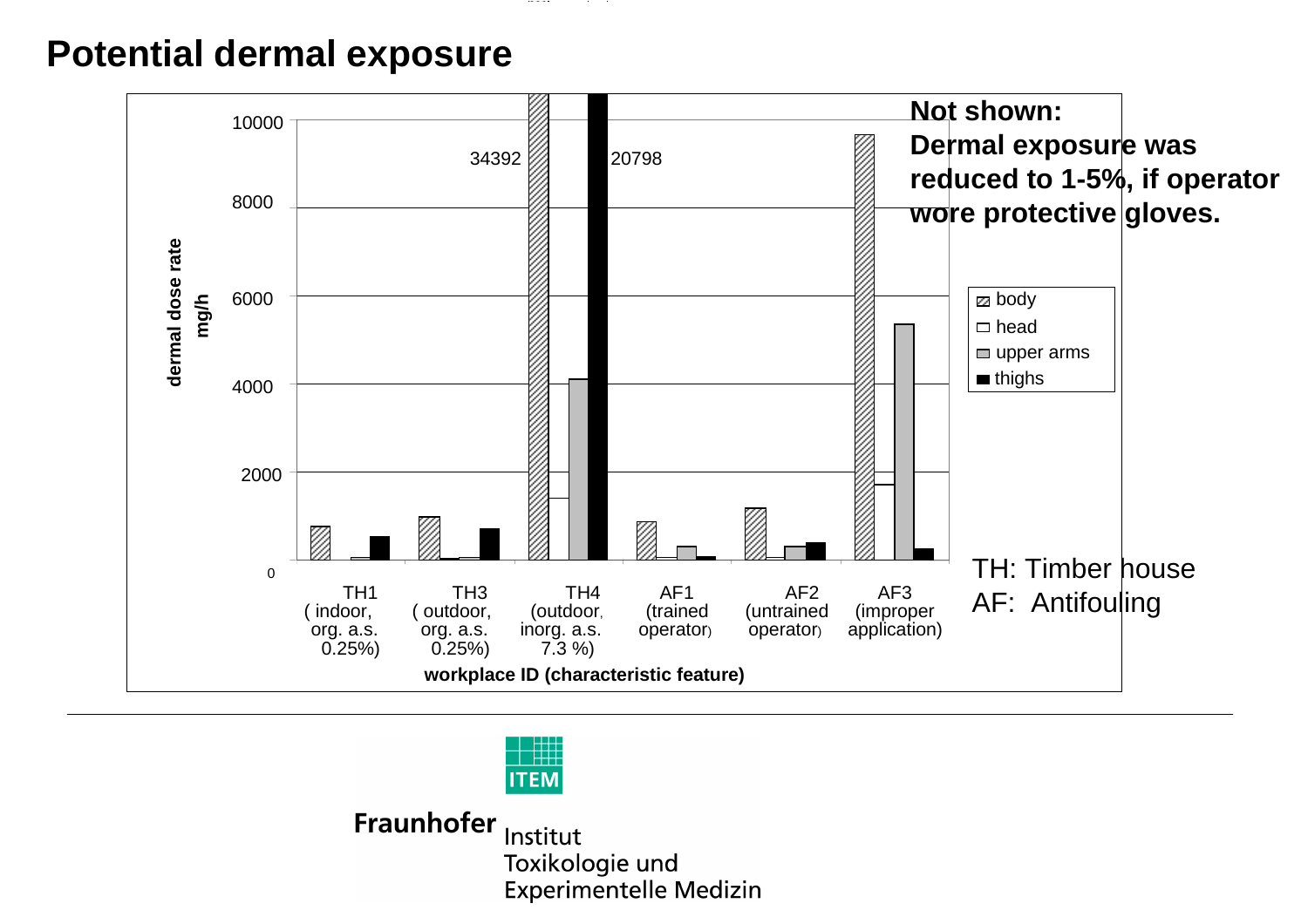# Potential dermal exposure

dermal dose rate mg/h

10000
8000
6000
4000
2000
0

34392
20798

- body
- head
- upper arms
- thighs

TH1 ( indoor, org. a.s. 0.25%)
TH3 ( outdoor, org. a.s. 0.25%)
TH4 (outdoor, inorg. a.s. 7.3 %)
AF1 (trained operator)
AF2 (untrained operator)
AF3 (improper application)

workplace ID (characteristic feature)

**Not shown:**
**Dermal exposure was reduced to 1-5%, if operator wore protective gloves.**

TH: Timber house
AF: Antifouling

Fraunhofer ITEM Institut Toxikologie und Experimentelle Medizin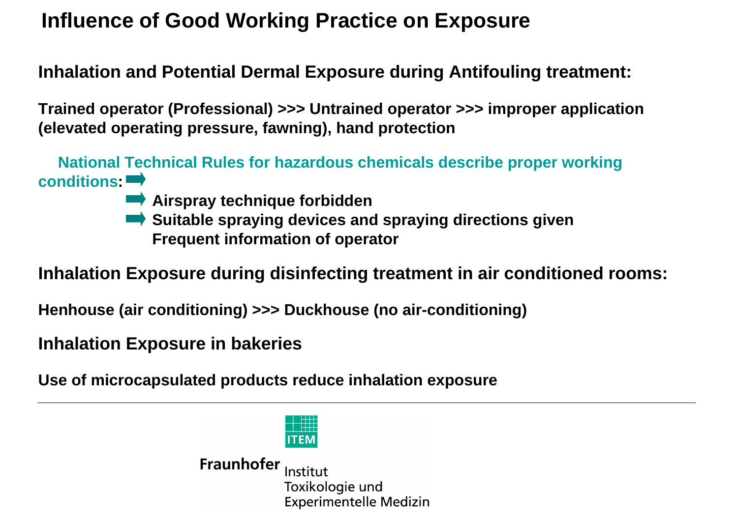# Influence of Good Working Practice on Exposure

**Inhalation and Potential Dermal Exposure during Antifouling treatment:**

**Trained operator (Professional) >>> Untrained operator >>> improper application (elevated operating pressure, fawning), hand protection**

**National Technical Rules for hazardous chemicals describe proper working conditions:** ➡

- ➡ **Airspray technique forbidden**
- ➡ **Suitable spraying devices and spraying directions given**
  **Frequent information of operator**

**Inhalation Exposure during disinfecting treatment in air conditioned rooms:**

**Henhouse (air conditioning) >>> Duckhouse (no air-conditioning)**

**Inhalation Exposure in bakeries**

**Use of microcapsulated products reduce inhalation exposure**

---

ITEM

Fraunhofer Institut Toxikologie und Experimentelle Medizin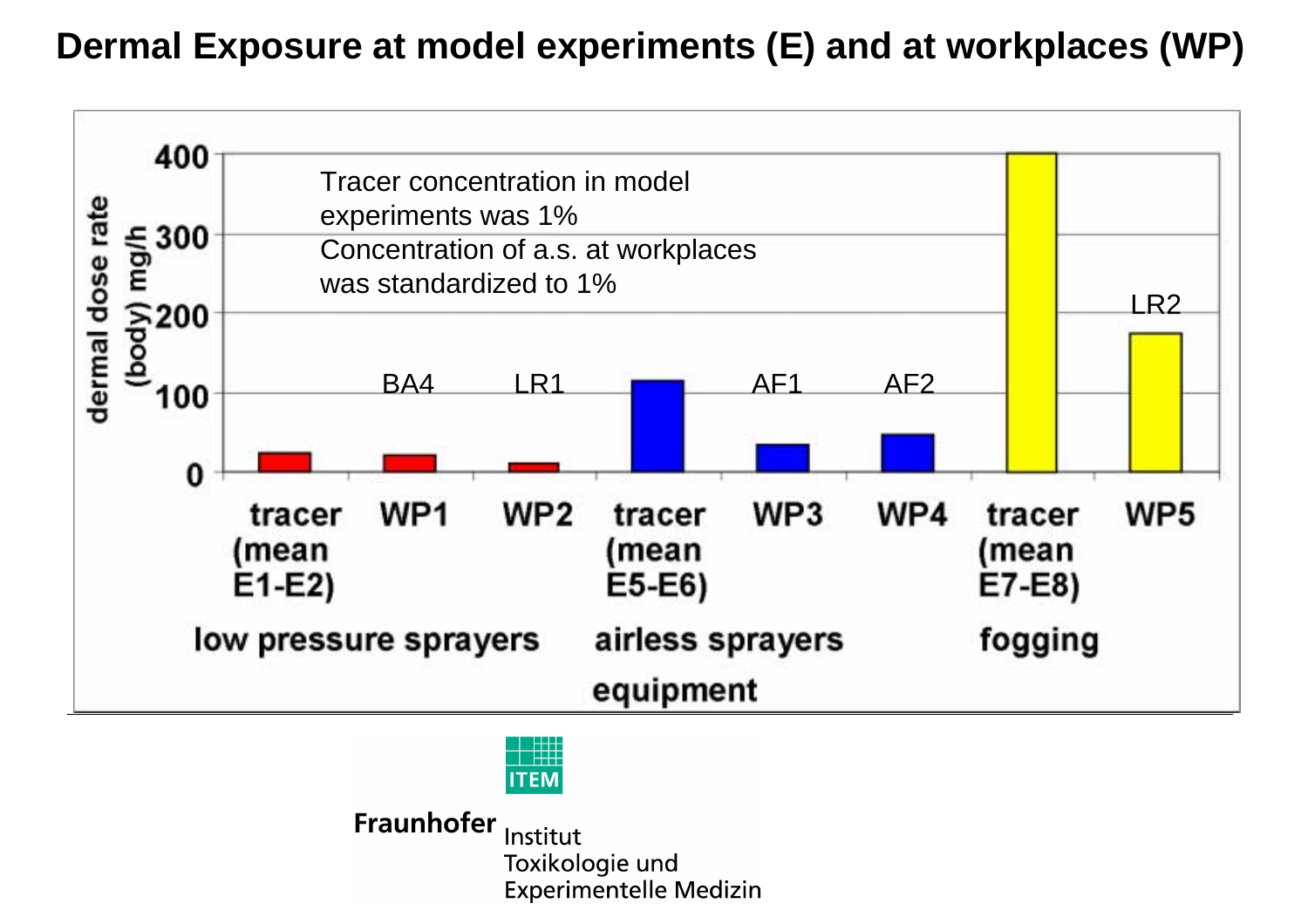# Dermal Exposure at model experiments (E) and at workplaces (WP)

Tracer concentration in model experiments was 1%
Concentration of a.s. at workplaces was standardized to 1%

dermal dose rate (body) mg/h

| equipment | | dermal dose rate (body) mg/h |
|---|---|---|
| low pressure sprayers | tracer (mean E1-E2) | |
| low pressure sprayers | WP1 (BA4) | |
| low pressure sprayers | WP2 (LR1) | |
| airless sprayers | tracer (mean E5-E6) | |
| airless sprayers | WP3 (AF1) | |
| airless sprayers | WP4 (AF2) | |
| fogging | tracer (mean E7-E8) | |
| fogging | WP5 (LR2) | |

Fraunhofer Institut Toxikologie und Experimentelle Medizin (ITEM)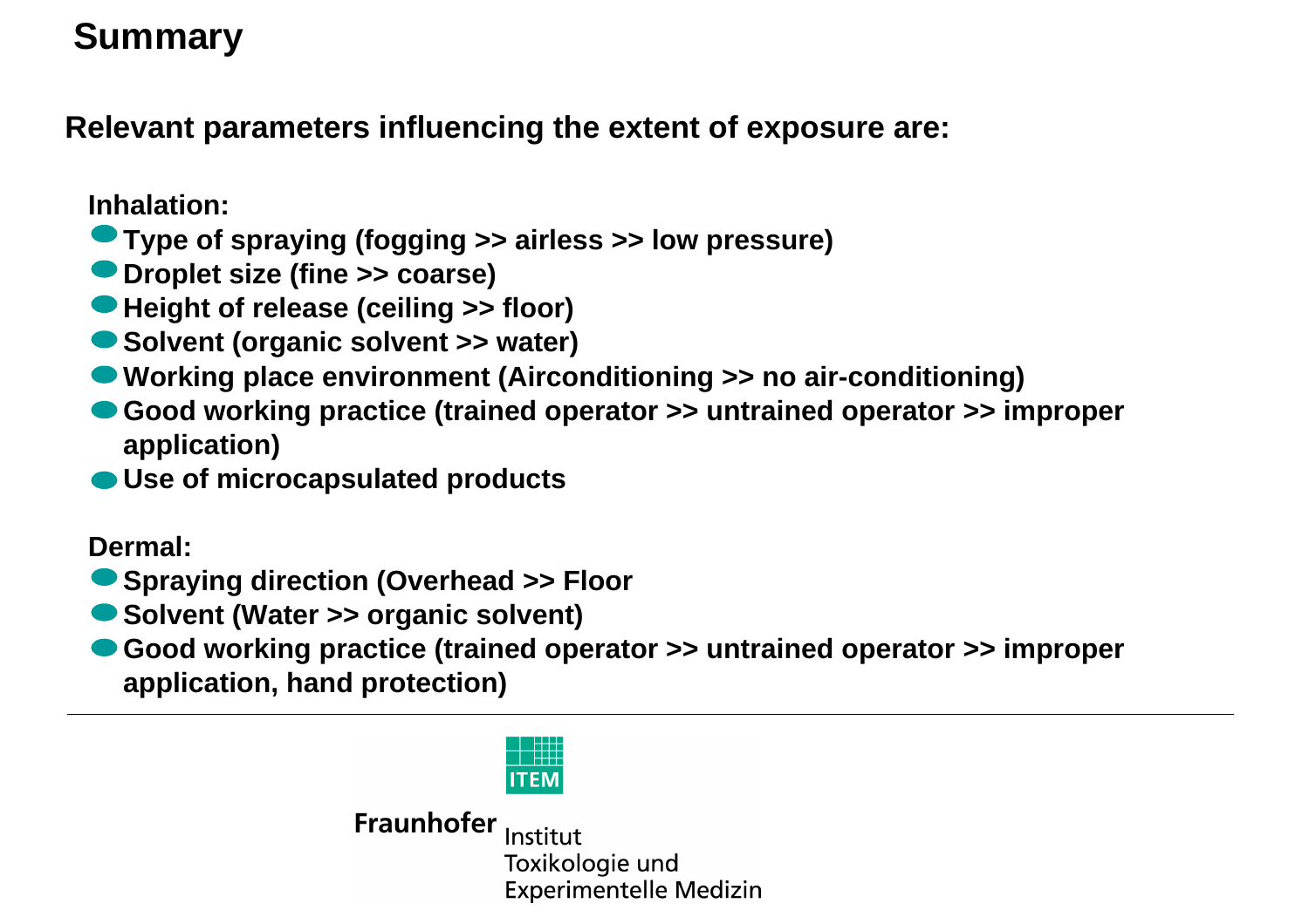# Summary

**Relevant parameters influencing the extent of exposure are:**

**Inhalation:**

- **Type of spraying (fogging >> airless >> low pressure)**
- **Droplet size (fine >> coarse)**
- **Height of release (ceiling >> floor)**
- **Solvent (organic solvent >> water)**
- **Working place environment (Airconditioning >> no air-conditioning)**
- **Good working practice (trained operator >> untrained operator >> improper application)**
- **Use of microcapsulated products**

**Dermal:**

- **Spraying direction (Overhead >> Floor)**
- **Solvent (Water >> organic solvent)**
- **Good working practice (trained operator >> untrained operator >> improper application, hand protection)**

Fraunhofer Institut Toxikologie und Experimentelle Medizin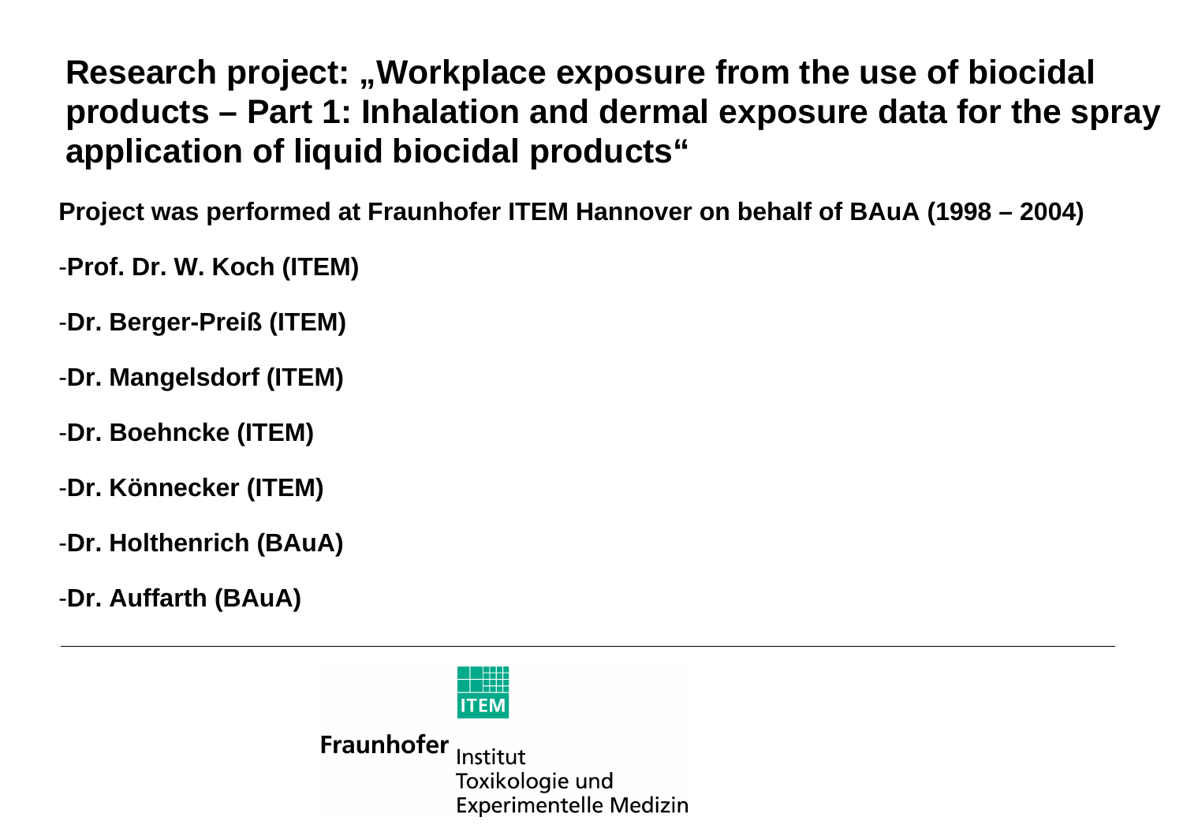# Research project: „Workplace exposure from the use of biocidal products – Part 1: Inhalation and dermal exposure data for the spray application of liquid biocidal products“

**Project was performed at Fraunhofer ITEM Hannover on behalf of BAuA (1998 – 2004)**

- **Prof. Dr. W. Koch (ITEM)**
- **Dr. Berger-Preiß (ITEM)**
- **Dr. Mangelsdorf (ITEM)**
- **Dr. Boehncke (ITEM)**
- **Dr. Könnecker (ITEM)**
- **Dr. Holthenrich (BAuA)**
- **Dr. Auffarth (BAuA)**

---

ITEM

Fraunhofer Institut Toxikologie und Experimentelle Medizin